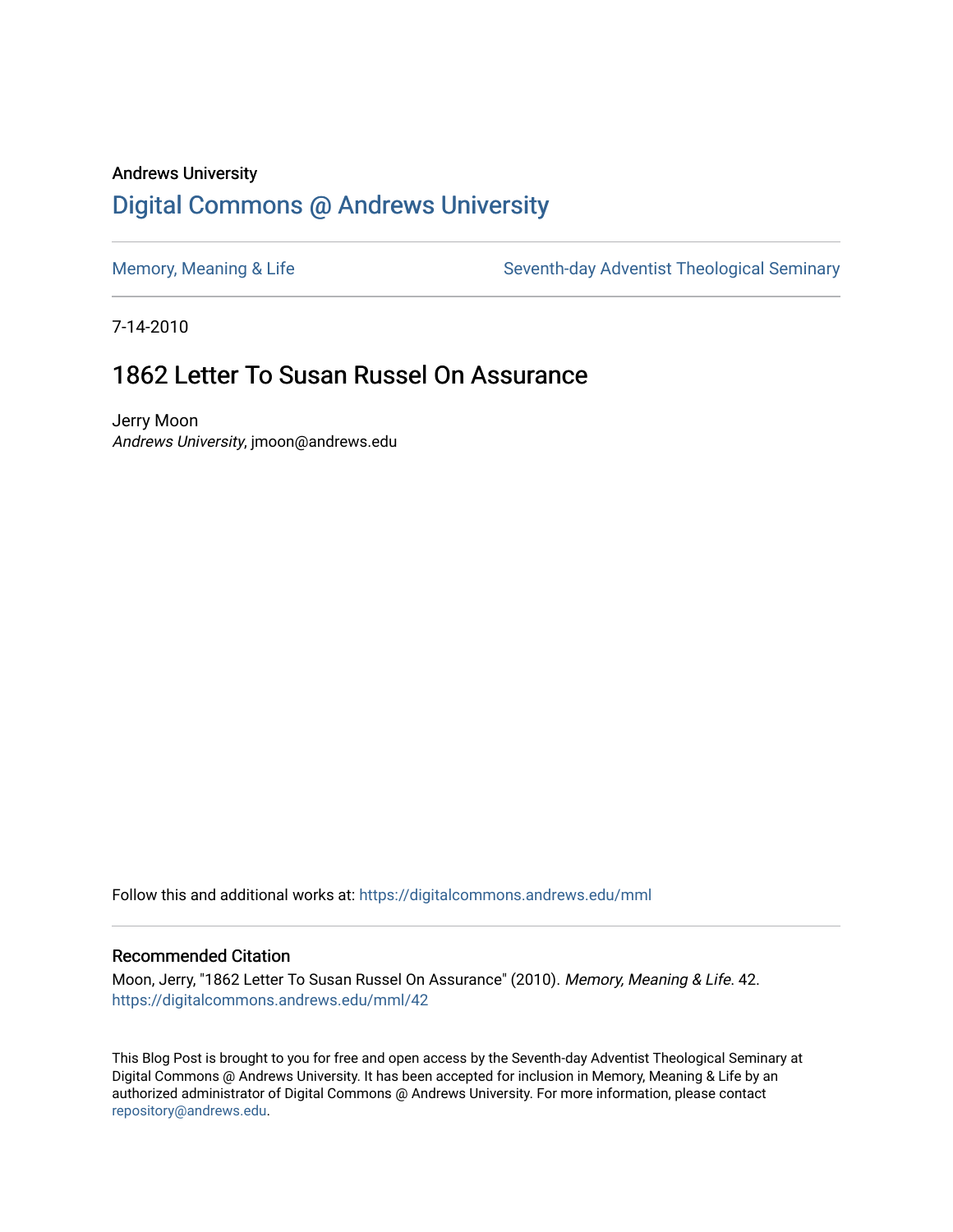Andrews University

# Digital Commons @ Andrews University

Memory, Meaning & Life

Seventh-day Adventist Theological Seminary

7-14-2010

## 1862 Letter To Susan Russel On Assurance

Jerry Moon
*Andrews University*, jmoon@andrews.edu

Follow this and additional works at: https://digitalcommons.andrews.edu/mml

### Recommended Citation

Moon, Jerry, "1862 Letter To Susan Russel On Assurance" (2010). *Memory, Meaning & Life*. 42.
https://digitalcommons.andrews.edu/mml/42

This Blog Post is brought to you for free and open access by the Seventh-day Adventist Theological Seminary at Digital Commons @ Andrews University. It has been accepted for inclusion in Memory, Meaning & Life by an authorized administrator of Digital Commons @ Andrews University. For more information, please contact repository@andrews.edu.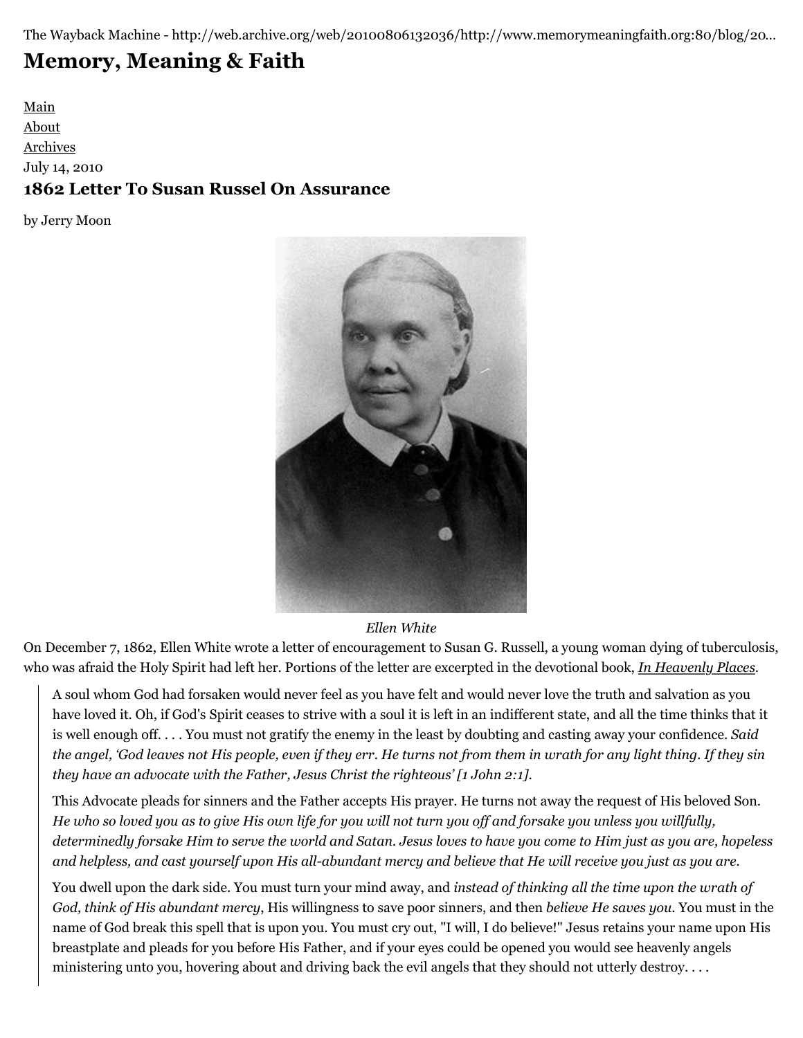The Wayback Machine - http://web.archive.org/web/20100806132036/http://www.memorymeaningfaith.org:80/blog/20...

# Memory, Meaning & Faith

Main
About
Archives

July 14, 2010

## 1862 Letter To Susan Russel On Assurance

by Jerry Moon

*Ellen White*

On December 7, 1862, Ellen White wrote a letter of encouragement to Susan G. Russell, a young woman dying of tuberculosis, who was afraid the Holy Spirit had left her. Portions of the letter are excerpted in the devotional book, *In Heavenly Places*.

> A soul whom God had forsaken would never feel as you have felt and would never love the truth and salvation as you have loved it. Oh, if God's Spirit ceases to strive with a soul it is left in an indifferent state, and all the time thinks that it is well enough off. . . . You must not gratify the enemy in the least by doubting and casting away your confidence. *Said the angel, 'God leaves not His people, even if they err. He turns not from them in wrath for any light thing. If they sin they have an advocate with the Father, Jesus Christ the righteous' [1 John 2:1].*
>
> This Advocate pleads for sinners and the Father accepts His prayer. He turns not away the request of His beloved Son. *He who so loved you as to give His own life for you will not turn you off and forsake you unless you willfully, determinedly forsake Him to serve the world and Satan. Jesus loves to have you come to Him just as you are, hopeless and helpless, and cast yourself upon His all-abundant mercy and believe that He will receive you just as you are.*
>
> You dwell upon the dark side. You must turn your mind away, and *instead of thinking all the time upon the wrath of God, think of His abundant mercy*, His willingness to save poor sinners, and then *believe He saves you*. You must in the name of God break this spell that is upon you. You must cry out, "I will, I do believe!" Jesus retains your name upon His breastplate and pleads for you before His Father, and if your eyes could be opened you would see heavenly angels ministering unto you, hovering about and driving back the evil angels that they should not utterly destroy. . . .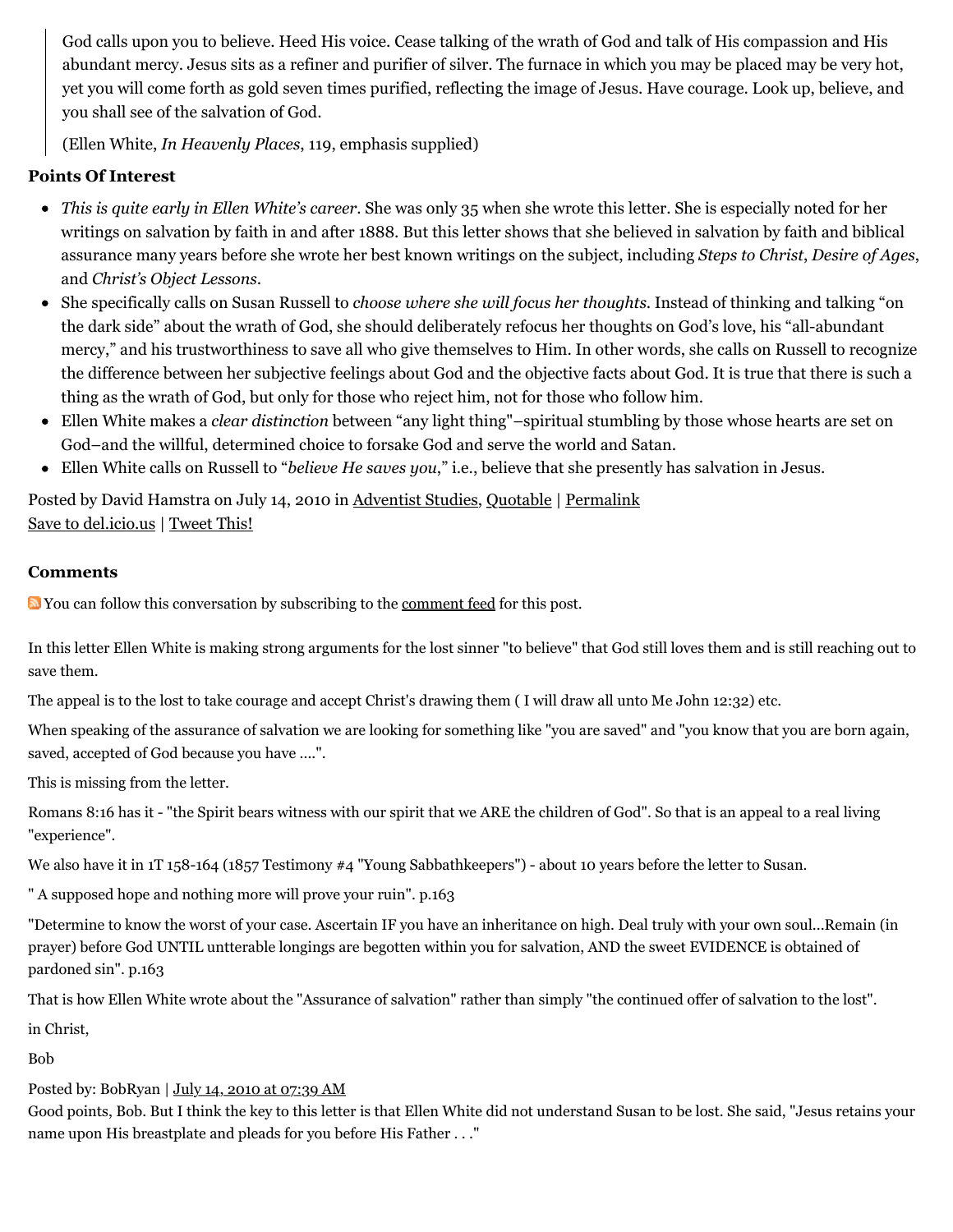> God calls upon you to believe. Heed His voice. Cease talking of the wrath of God and talk of His compassion and His abundant mercy. Jesus sits as a refiner and purifier of silver. The furnace in which you may be placed may be very hot, yet you will come forth as gold seven times purified, reflecting the image of Jesus. Have courage. Look up, believe, and you shall see of the salvation of God.
>
> (Ellen White, *In Heavenly Places*, 119, emphasis supplied)

**Points Of Interest**

- *This is quite early in Ellen White's career*. She was only 35 when she wrote this letter. She is especially noted for her writings on salvation by faith in and after 1888. But this letter shows that she believed in salvation by faith and biblical assurance many years before she wrote her best known writings on the subject, including *Steps to Christ*, *Desire of Ages*, and *Christ's Object Lessons*.
- She specifically calls on Susan Russell to *choose where she will focus her thoughts*. Instead of thinking and talking "on the dark side" about the wrath of God, she should deliberately refocus her thoughts on God's love, his "all-abundant mercy," and his trustworthiness to save all who give themselves to Him. In other words, she calls on Russell to recognize the difference between her subjective feelings about God and the objective facts about God. It is true that there is such a thing as the wrath of God, but only for those who reject him, not for those who follow him.
- Ellen White makes a *clear distinction* between "any light thing"–spiritual stumbling by those whose hearts are set on God–and the willful, determined choice to forsake God and serve the world and Satan.
- Ellen White calls on Russell to "*believe He saves you*," i.e., believe that she presently has salvation in Jesus.

Posted by David Hamstra on July 14, 2010 in Adventist Studies, Quotable | Permalink
Save to del.icio.us | Tweet This!

**Comments**

You can follow this conversation by subscribing to the comment feed for this post.

In this letter Ellen White is making strong arguments for the lost sinner "to believe" that God still loves them and is still reaching out to save them.

The appeal is to the lost to take courage and accept Christ's drawing them ( I will draw all unto Me John 12:32) etc.

When speaking of the assurance of salvation we are looking for something like "you are saved" and "you know that you are born again, saved, accepted of God because you have ....".

This is missing from the letter.

Romans 8:16 has it - "the Spirit bears witness with our spirit that we ARE the children of God". So that is an appeal to a real living "experience".

We also have it in 1T 158-164 (1857 Testimony #4 "Young Sabbathkeepers") - about 10 years before the letter to Susan.

" A supposed hope and nothing more will prove your ruin". p.163

"Determine to know the worst of your case. Ascertain IF you have an inheritance on high. Deal truly with your own soul...Remain (in prayer) before God UNTIL untterable longings are begotten within you for salvation, AND the sweet EVIDENCE is obtained of pardoned sin". p.163

That is how Ellen White wrote about the "Assurance of salvation" rather than simply "the continued offer of salvation to the lost".

in Christ,

Bob

Posted by: BobRyan | July 14, 2010 at 07:39 AM

Good points, Bob. But I think the key to this letter is that Ellen White did not understand Susan to be lost. She said, "Jesus retains your name upon His breastplate and pleads for you before His Father . . ."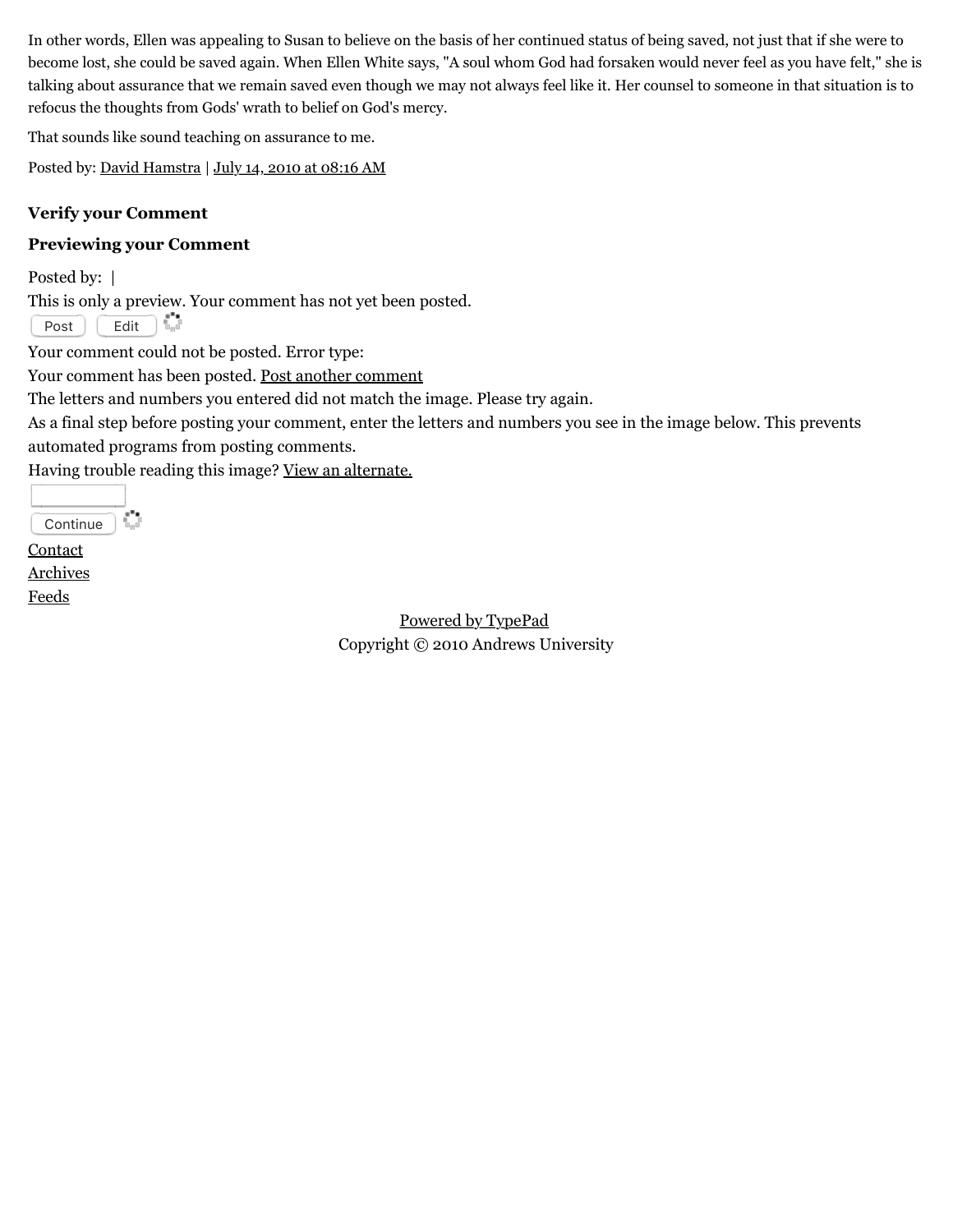In other words, Ellen was appealing to Susan to believe on the basis of her continued status of being saved, not just that if she were to become lost, she could be saved again. When Ellen White says, "A soul whom God had forsaken would never feel as you have felt," she is talking about assurance that we remain saved even though we may not always feel like it. Her counsel to someone in that situation is to refocus the thoughts from Gods' wrath to belief on God's mercy.

That sounds like sound teaching on assurance to me.

Posted by: David Hamstra | July 14, 2010 at 08:16 AM

### Verify your Comment

### Previewing your Comment

Posted by: |

This is only a preview. Your comment has not yet been posted.

Post Edit

Your comment could not be posted. Error type:

Your comment has been posted. Post another comment

The letters and numbers you entered did not match the image. Please try again.

As a final step before posting your comment, enter the letters and numbers you see in the image below. This prevents automated programs from posting comments.

Having trouble reading this image? View an alternate.

Continue

Contact

Archives

Feeds

Powered by TypePad

Copyright © 2010 Andrews University